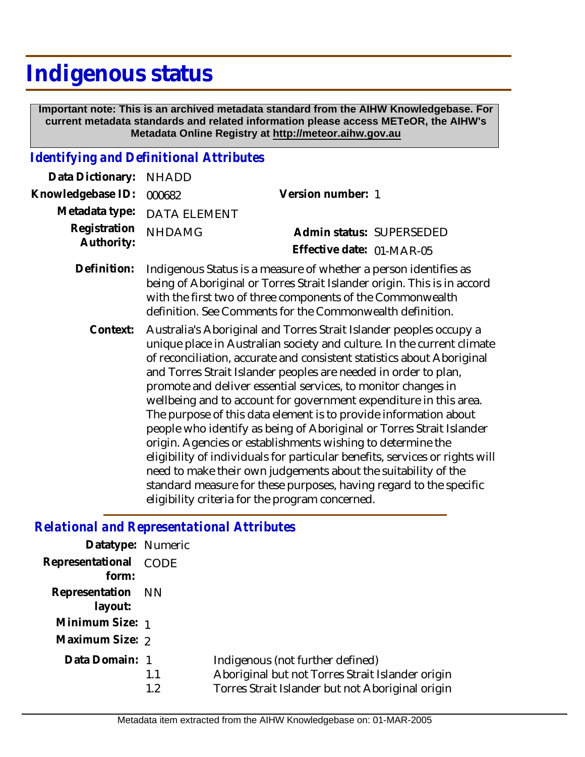# Indigenous status

**Important note: This is an archived metadata standard from the AIHW Knowledgebase. For current metadata standards and related information please access METeOR, the AIHW's Metadata Online Registry at http://meteor.aihw.gov.au**

## *Identifying and Definitional Attributes*

**Data Dictionary:** NHADD

**Knowledgebase ID:** 000682

**Version number:** 1

**Metadata type:** DATA ELEMENT

**Registration Authority:** NHDAMG

**Admin status:** SUPERSEDED

**Effective date:** 01-MAR-05

**Definition:** Indigenous Status is a measure of whether a person identifies as being of Aboriginal or Torres Strait Islander origin. This is in accord with the first two of three components of the Commonwealth definition. See Comments for the Commonwealth definition.

**Context:** Australia's Aboriginal and Torres Strait Islander peoples occupy a unique place in Australian society and culture. In the current climate of reconciliation, accurate and consistent statistics about Aboriginal and Torres Strait Islander peoples are needed in order to plan, promote and deliver essential services, to monitor changes in wellbeing and to account for government expenditure in this area. The purpose of this data element is to provide information about people who identify as being of Aboriginal or Torres Strait Islander origin. Agencies or establishments wishing to determine the eligibility of individuals for particular benefits, services or rights will need to make their own judgements about the suitability of the standard measure for these purposes, having regard to the specific eligibility criteria for the program concerned.

## *Relational and Representational Attributes*

**Datatype:** Numeric

**Representational form:** CODE

**Representation layout:** NN

**Minimum Size:** 1

**Maximum Size:** 2

**Data Domain:**

| Code | Description |
|---|---|
| 1 | Indigenous (not further defined) |
| 1.1 | Aboriginal but not Torres Strait Islander origin |
| 1.2 | Torres Strait Islander but not Aboriginal origin |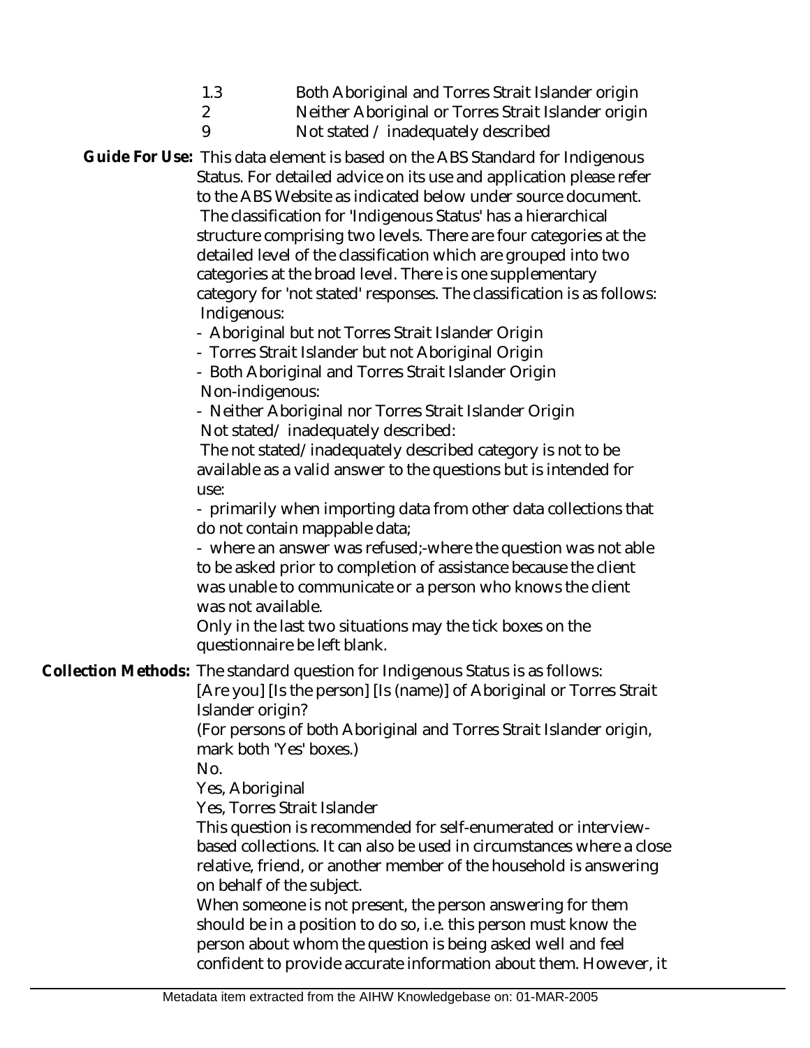| | |
|---|---|
| 1.3 | Both Aboriginal and Torres Strait Islander origin |
| 2 | Neither Aboriginal or Torres Strait Islander origin |
| 9 | Not stated / inadequately described |

**Guide For Use:** This data element is based on the ABS Standard for Indigenous Status. For detailed advice on its use and application please refer to the ABS Website as indicated below under source document.

The classification for 'Indigenous Status' has a hierarchical structure comprising two levels. There are four categories at the detailed level of the classification which are grouped into two categories at the broad level. There is one supplementary category for 'not stated' responses. The classification is as follows:

Indigenous:

- Aboriginal but not Torres Strait Islander Origin
- Torres Strait Islander but not Aboriginal Origin
- Both Aboriginal and Torres Strait Islander Origin

Non-indigenous:

- Neither Aboriginal nor Torres Strait Islander Origin

Not stated/ inadequately described:

The not stated/inadequately described category is not to be available as a valid answer to the questions but is intended for use:

- primarily when importing data from other data collections that do not contain mappable data;
- where an answer was refused;-where the question was not able to be asked prior to completion of assistance because the client was unable to communicate or a person who knows the client was not available.

Only in the last two situations may the tick boxes on the questionnaire be left blank.

**Collection Methods:** The standard question for Indigenous Status is as follows:

[Are you] [Is the person] [Is (name)] of Aboriginal or Torres Strait Islander origin?

(For persons of both Aboriginal and Torres Strait Islander origin, mark both 'Yes' boxes.)

No.

Yes, Aboriginal

Yes, Torres Strait Islander

This question is recommended for self-enumerated or interview-based collections. It can also be used in circumstances where a close relative, friend, or another member of the household is answering on behalf of the subject.

When someone is not present, the person answering for them should be in a position to do so, i.e. this person must know the person about whom the question is being asked well and feel confident to provide accurate information about them. However, it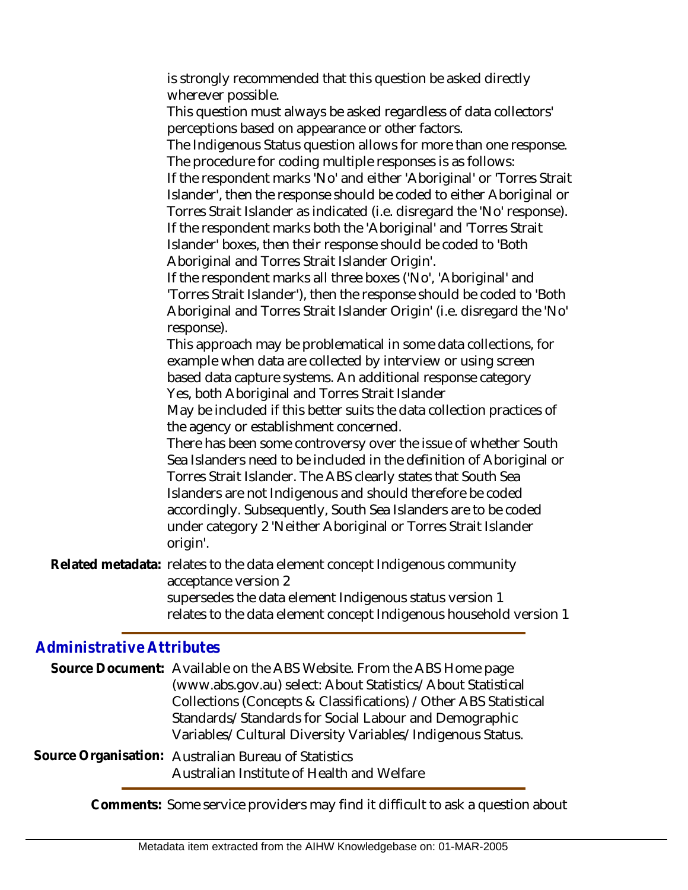is strongly recommended that this question be asked directly wherever possible.

This question must always be asked regardless of data collectors' perceptions based on appearance or other factors.

The Indigenous Status question allows for more than one response. The procedure for coding multiple responses is as follows:

If the respondent marks 'No' and either 'Aboriginal' or 'Torres Strait Islander', then the response should be coded to either Aboriginal or Torres Strait Islander as indicated (i.e. disregard the 'No' response).

If the respondent marks both the 'Aboriginal' and 'Torres Strait Islander' boxes, then their response should be coded to 'Both Aboriginal and Torres Strait Islander Origin'.

If the respondent marks all three boxes ('No', 'Aboriginal' and 'Torres Strait Islander'), then the response should be coded to 'Both Aboriginal and Torres Strait Islander Origin' (i.e. disregard the 'No' response).

This approach may be problematical in some data collections, for example when data are collected by interview or using screen based data capture systems. An additional response category

Yes, both Aboriginal and Torres Strait Islander

May be included if this better suits the data collection practices of the agency or establishment concerned.

There has been some controversy over the issue of whether South Sea Islanders need to be included in the definition of Aboriginal or Torres Strait Islander. The ABS clearly states that South Sea Islanders are not Indigenous and should therefore be coded accordingly. Subsequently, South Sea Islanders are to be coded under category 2 'Neither Aboriginal or Torres Strait Islander origin'.

**Related metadata:** relates to the data element concept Indigenous community acceptance version 2
supersedes the data element Indigenous status version 1
relates to the data element concept Indigenous household version 1

## Administrative Attributes

**Source Document:** Available on the ABS Website. From the ABS Home page (www.abs.gov.au) select: About Statistics/ About Statistical Collections (Concepts & Classifications) / Other ABS Statistical Standards/ Standards for Social Labour and Demographic Variables/ Cultural Diversity Variables/ Indigenous Status.

**Source Organisation:** Australian Bureau of Statistics
Australian Institute of Health and Welfare

**Comments:** Some service providers may find it difficult to ask a question about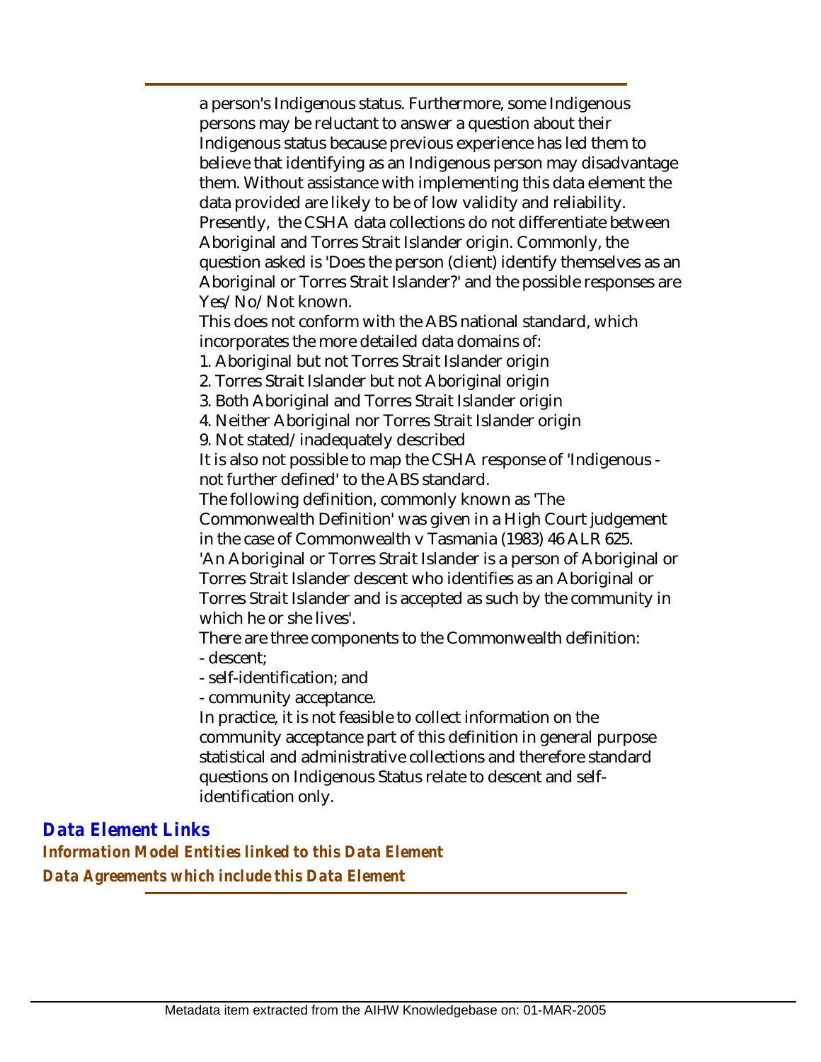a person's Indigenous status. Furthermore, some Indigenous persons may be reluctant to answer a question about their Indigenous status because previous experience has led them to believe that identifying as an Indigenous person may disadvantage them. Without assistance with implementing this data element the data provided are likely to be of low validity and reliability. Presently, the CSHA data collections do not differentiate between Aboriginal and Torres Strait Islander origin. Commonly, the question asked is 'Does the person (client) identify themselves as an Aboriginal or Torres Strait Islander?' and the possible responses are Yes/No/Not known.

This does not conform with the ABS national standard, which incorporates the more detailed data domains of:

1. Aboriginal but not Torres Strait Islander origin
2. Torres Strait Islander but not Aboriginal origin
3. Both Aboriginal and Torres Strait Islander origin
4. Neither Aboriginal nor Torres Strait Islander origin
9. Not stated/inadequately described

It is also not possible to map the CSHA response of 'Indigenous - not further defined' to the ABS standard.

The following definition, commonly known as 'The Commonwealth Definition' was given in a High Court judgement in the case of Commonwealth v Tasmania (1983) 46 ALR 625.

'An Aboriginal or Torres Strait Islander is a person of Aboriginal or Torres Strait Islander descent who identifies as an Aboriginal or Torres Strait Islander and is accepted as such by the community in which he or she lives'.

There are three components to the Commonwealth definition:

- descent;
- self-identification; and
- community acceptance.

In practice, it is not feasible to collect information on the community acceptance part of this definition in general purpose statistical and administrative collections and therefore standard questions on Indigenous Status relate to descent and self-identification only.

## Data Element Links

***Information Model Entities linked to this Data Element***

***Data Agreements which include this Data Element***

Metadata item extracted from the AIHW Knowledgebase on: 01-MAR-2005